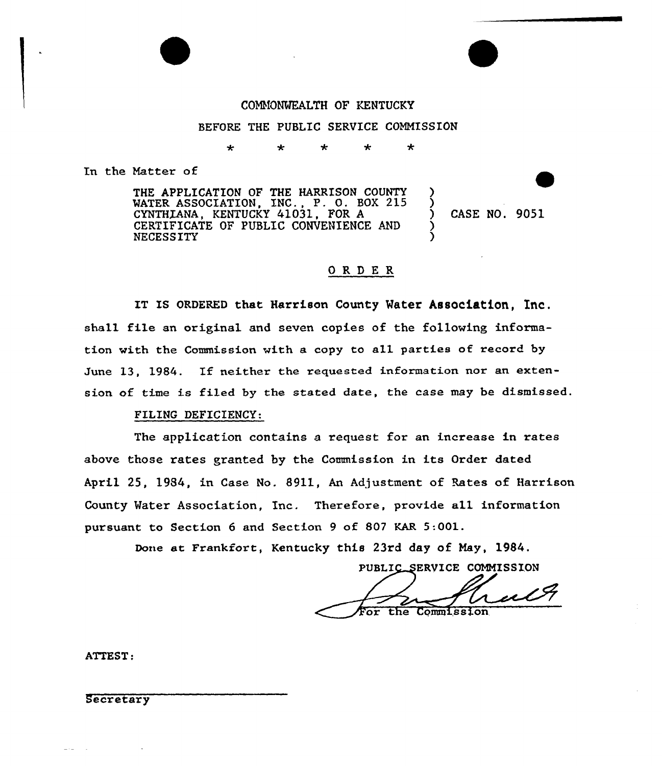COMMONWEALTH OF KENTUCKY

BEFORE THE PUBLIC SERVICE COMMISSION

\* \* \* \* \*

In the Matter of

THE APPLICATION OF THE HARRISON COUNTY WATER ASSOCIATION, INC., P. O. BOX 215 CYNTHIANA, KENTUCKY 41031, FOR A CERTIFICATE OF PUBLIC CONVENIENCE AND NECESSITY ) CASE NO. 9051

## O R D E R

IT IS ORDERED that Harrison County Water Association, Inc. shall file an original and seven copies of the following information with the Commission with a copy to all parties of record by June 13, 1984. If neither the requested information nor an extension of time is filed by the stated date, the case may be dismissed.

FILING DEFICIENCY:

The application contains a request for an increase in rates above those rates granted by the Commission in its Order dated April 25, 1984, in Case No. 8911, An Adjustment of Rates of Harrison County Water Association, Inc. Therefore, provide all information pursuant to Section 6 and Section 9 of 807 KAR 5:001.

Done at Frankfort, Kentucky this 23rd day of May, 1984.

PUBLIC SERVICE COMMISSION

For the Commission

ATTEST:

Secretary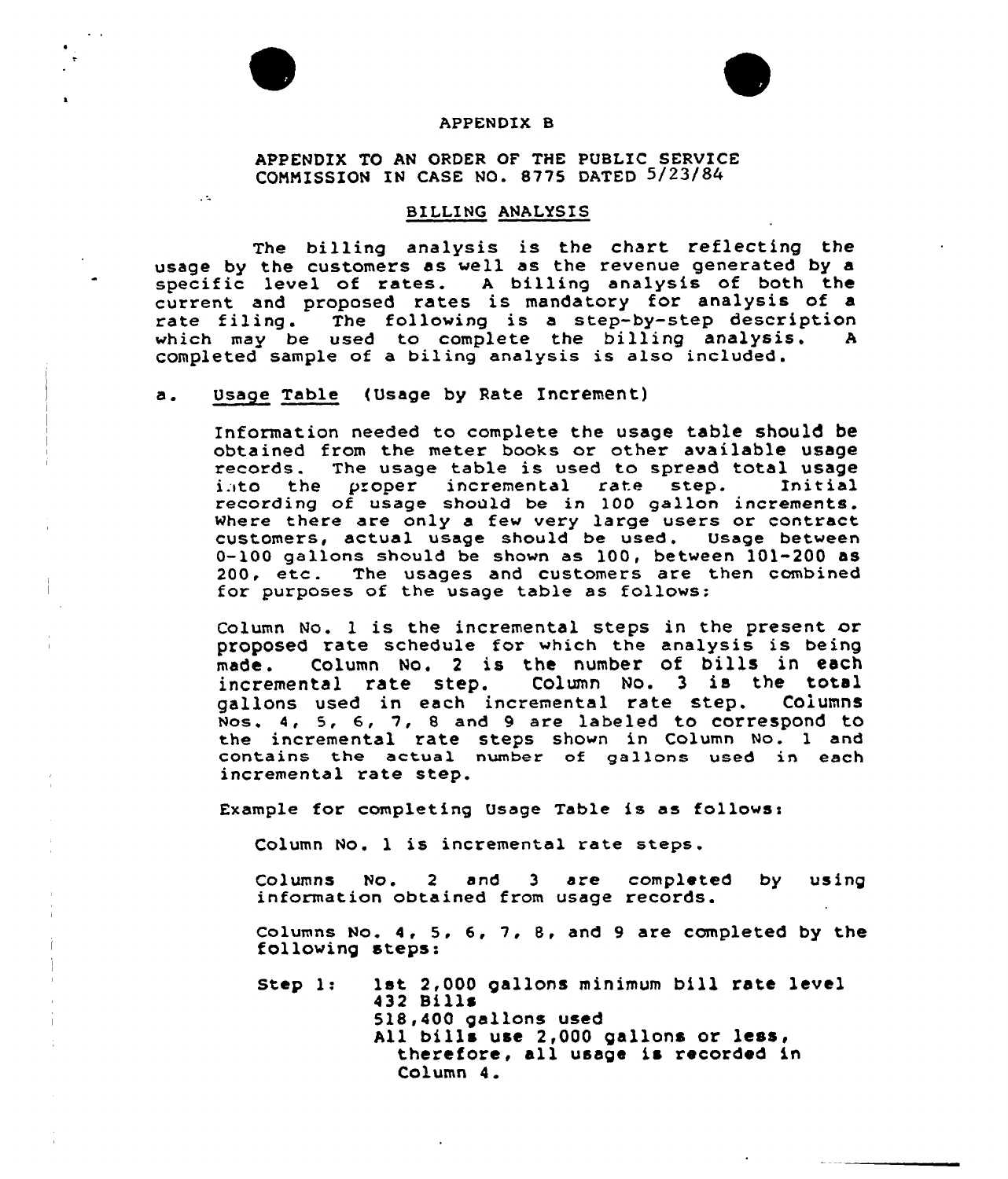# APPENDIX B

APPENDIX TO AN ORDER OF THE PUBLIC SERVICE COMMISSION IN CASE NO. 8775 DATED 5/23/84

## BILLING ANALYSIS

The billing analysis is the chart reflecting the usage by the customers as well as the revenue generated by a specific level of rates. A billing analysis of both the current and proposed rates is mandatory for analysis of a rate filing. The following is a step-by-step description which may be used to complete the billing analysis. A completed sample of a biling analysis is also included.

a. Usage Table (Usage by Rate Increment)

Information needed to complete the usage table should be obtained from the meter books or other available usage records. The usage table is used to spread total usage into the proper incremental rate step. Initial recording of usage should be in 100 gallon increments. Where there are only a few very large users or contract customers, actual usage should be used. Usage between 0-100 gallons should be shown as 100, between 101-200 as 200, etc. The usages and customers are then combined for purposes of the usage table as follows:

Column No. 1 is the incremental steps in the present or proposed rate schedule for which the analysis is being made. Column No. 2 is the number of bills in each incremental rate step. Column No. 3 is the total gallons used in each incremental rate step. Columns Nos. 4, 5, 6, 7, 8 and 9 are labeled to correspond to the incremental rate steps shown in Column No. 1 and contains the actual number of gallons used in each incremental rate step.

Example for completing Usage Table is as follows:

Column No. 1 is incremental rate steps.

Columns No. 2 and 3 are completed by using information obtained from usage records.

Columns No. 4, 5, 6, 7, 8, and 9 are completed by the following steps:

Step 1: 1st 2,000 gallons minimum bill rate level
432 Bills
518,400 gallons used
All bills use 2,000 gallons or less, therefore, all usage is recorded in Column 4.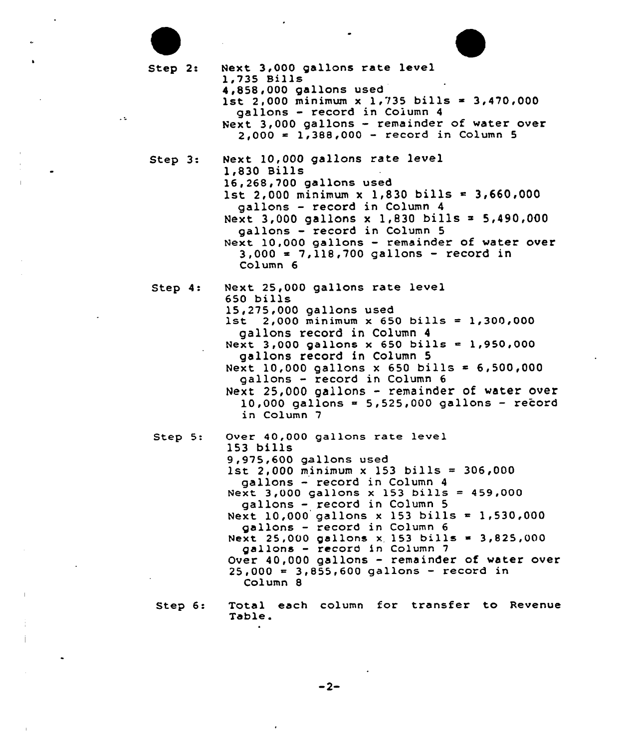Step 2: Next 3,000 gallons rate level
1,735 Bills
4,858,000 gallons used
1st 2,000 minimum x 1,735 bills = 3,470,000 gallons - record in Column 4
Next 3,000 gallons - remainder of water over 2,000 = 1,388,000 - record in Column 5

Step 3: Next 10,000 gallons rate level
1,830 Bills
16,268,700 gallons used
1st 2,000 minimum x 1,830 bills = 3,660,000 gallons - record in Column 4
Next 3,000 gallons x 1,830 bills = 5,490,000 gallons - record in Column 5
Next 10,000 gallons - remainder of water over 3,000 = 7,118,700 gallons - record in Column 6

Step 4: Next 25,000 gallons rate level
650 bills
15,275,000 gallons used
1st 2,000 minimum x 650 bills = 1,300,000 gallons record in Column 4
Next 3,000 gallons x 650 bills = 1,950,000 gallons record in Column 5
Next 10,000 gallons x 650 bills = 6,500,000 gallons - record in Column 6
Next 25,000 gallons - remainder of water over 10,000 gallons = 5,525,000 gallons - record in Column 7

Step 5: Over 40,000 gallons rate level
153 bills
9,975,600 gallons used
1st 2,000 minimum x 153 bills = 306,000 gallons - record in Column 4
Next 3,000 gallons x 153 bills = 459,000 gallons - record in Column 5
Next 10,000 gallons x 153 bills = 1,530,000 gallons - record in Column 6
Next 25,000 gallons x 153 bills = 3,825,000 gallons - record in Column 7
Over 40,000 gallons - remainder of water over 25,000 = 3,855,600 gallons - record in Column 8

Step 6: Total each column for transfer to Revenue Table.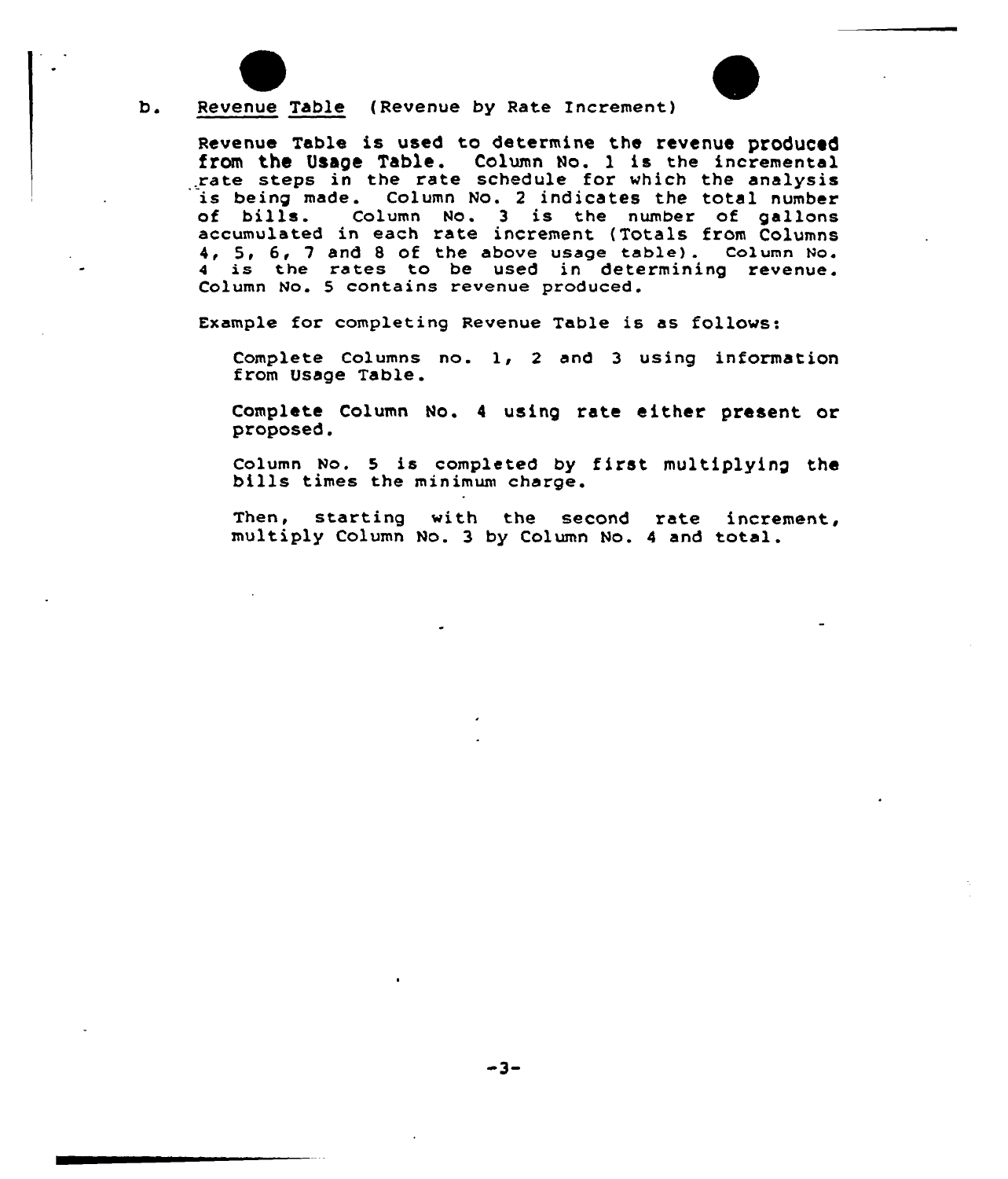b. <u>Revenue Table</u> (Revenue by Rate Increment)

Revenue Table is used to determine the revenue produced from the Usage Table. Column No. 1 is the incremental rate steps in the rate schedule for which the analysis is being made. Column No. 2 indicates the total number of bills. Column No. 3 is the number of gallons accumulated in each rate increment (Totals from Columns 4, 5, 6, 7 and 8 of the above usage table). Column No. 4 is the rates to be used in determining revenue. Column No. 5 contains revenue produced.

Example for completing Revenue Table is as follows:

Complete Columns no. 1, 2 and 3 using information from Usage Table.

Complete Column No. 4 using rate either present or proposed.

Column No. 5 is completed by first multiplying the bills times the minimum charge.

Then, starting with the second rate increment, multiply Column No. 3 by Column No. 4 and total.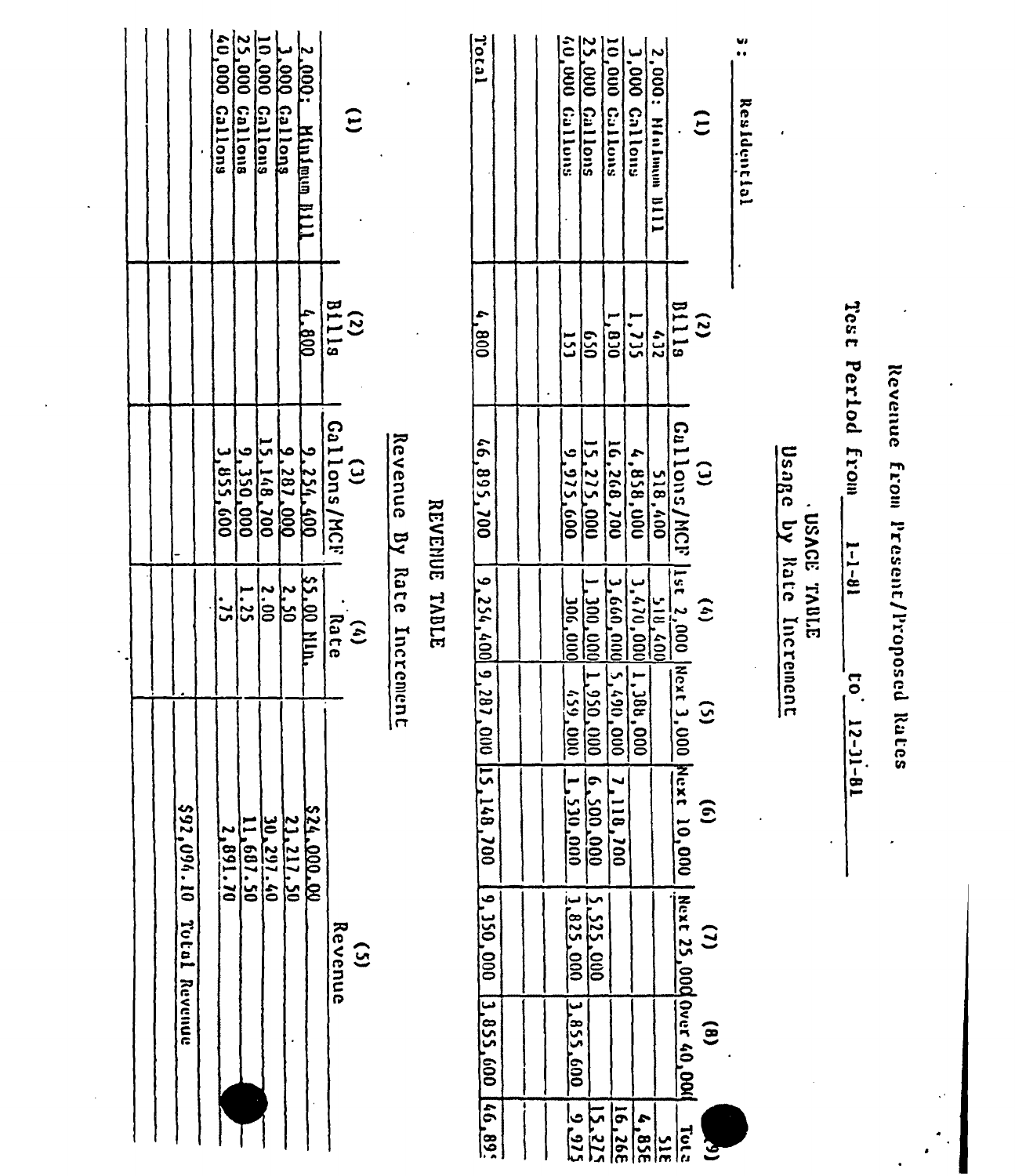Revenue from Present/Proposed Rates

Test Period from 1-1-81 to 12-31-81

s: Residential

## USAGE TABLE

Usage by Rate Increment

| (1) | (2) Bills | (3) Gallons/MCF | (4) 1st 2,000 | (5) Next 3,000 | (6) Next 10,000 | (7) Next 25,000 | (8) Over 40,000 | (9) Total |
|---|---|---|---|---|---|---|---|---|
| 2,000: Minimum Bill | 432 | 518,400 | 518,400 | | | | | 518 |
| 3,000 Gallons | 1,735 | 4,858,000 | 3,470,000 | 1,388,000 | | | | 4,858 |
| 10,000 Gallons | 1,830 | 16,268,700 | 3,660,000 | 5,490,000 | 7,118,700 | | | 16,268 |
| 25,000 Gallons | 650 | 15,275,000 | 1,300,000 | 1,950,000 | 6,500,000 | 5,525,000 | | 15,275 |
| 40,000 Gallons | 153 | 9,975,600 | 306,000 | 459,000 | 1,530,000 | 3,825,000 | 3,855,600 | 9,975 |
| | | | | | | | | |
| | | | | | | | | |
| Total | 4,800 | 46,895,700 | 9,254,400 | 9,287,000 | 15,148,700 | 9,350,000 | 3,855,600 | 46,89 |

## REVENUE TABLE

Revenue By Rate Increment

| (1) | (2) Bills | (3) Gallons/MCF | (4) Rate | (5) Revenue |
|---|---|---|---|---|
| 2,000: Minimum Bill | 4,800 | 9,254,400 | $5.00 Min. | $24,000.00 |
| 3,000 Gallons | | 9,287,000 | 2.50 | 23,217.50 |
| 10,000 Gallons | | 15,148,700 | 2.00 | 30,297.40 |
| 25,000 Gallons | | 9,350,000 | 1.25 | 11,687.50 |
| 40,000 Gallons | | 3,855,600 | .75 | 2,891.70 |
| | | | | |
| | | | | $92,094.10 Total Revenue |